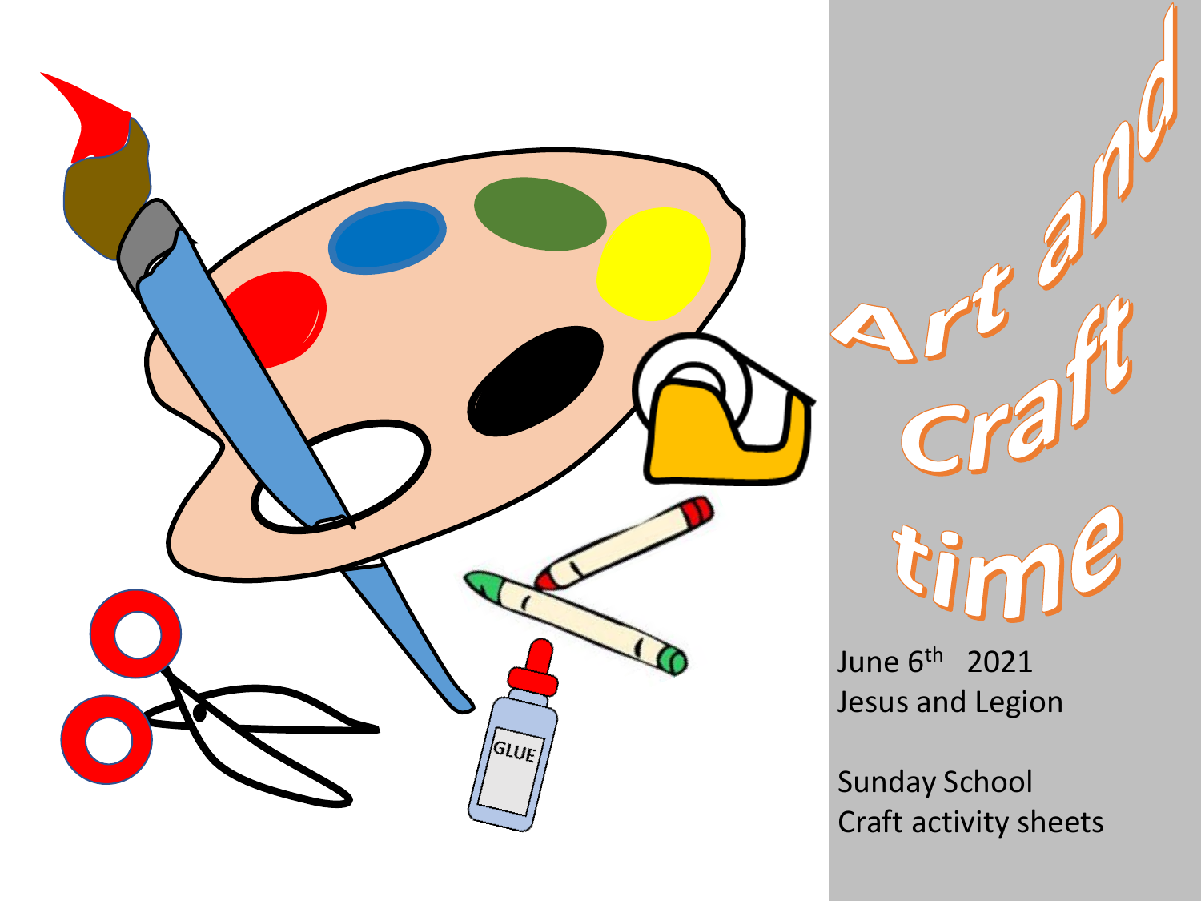# Art and Craft time

June 6th 2021
Jesus and Legion

Sunday School
Craft activity sheets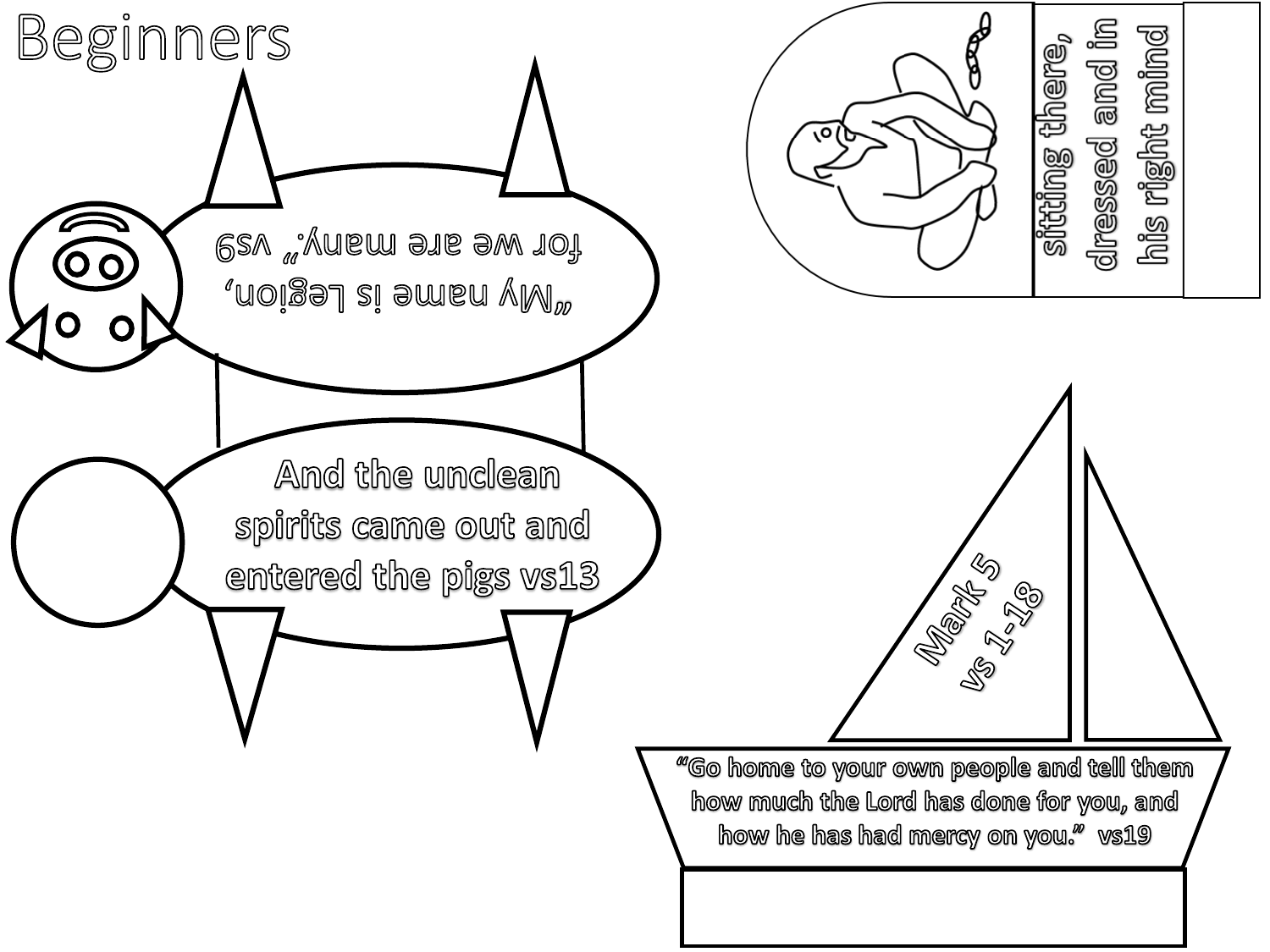# Beginners

"My name is Legion, for we are many." vs9

And the unclean spirits came out and entered the pigs vs13

sitting there, dressed and in his right mind

Mark 5 vs 1-18

"Go home to your own people and tell them how much the Lord has done for you, and how he has had mercy on you." vs19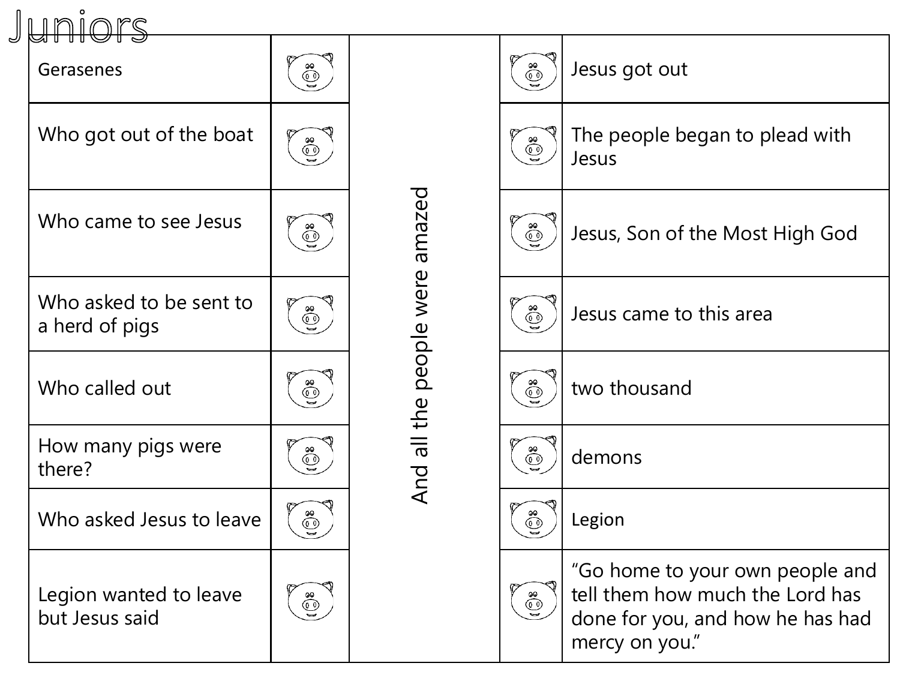# Juniors

| | | | | |
|---|---|---|---|---|
| Gerasenes | | And all the people were amazed | | Jesus got out |
| Who got out of the boat | | | | The people began to plead with Jesus |
| Who came to see Jesus | | | | Jesus, Son of the Most High God |
| Who asked to be sent to a herd of pigs | | | | Jesus came to this area |
| Who called out | | | | two thousand |
| How many pigs were there? | | | | demons |
| Who asked Jesus to leave | | | | Legion |
| Legion wanted to leave but Jesus said | | | | "Go home to your own people and tell them how much the Lord has done for you, and how he has had mercy on you." |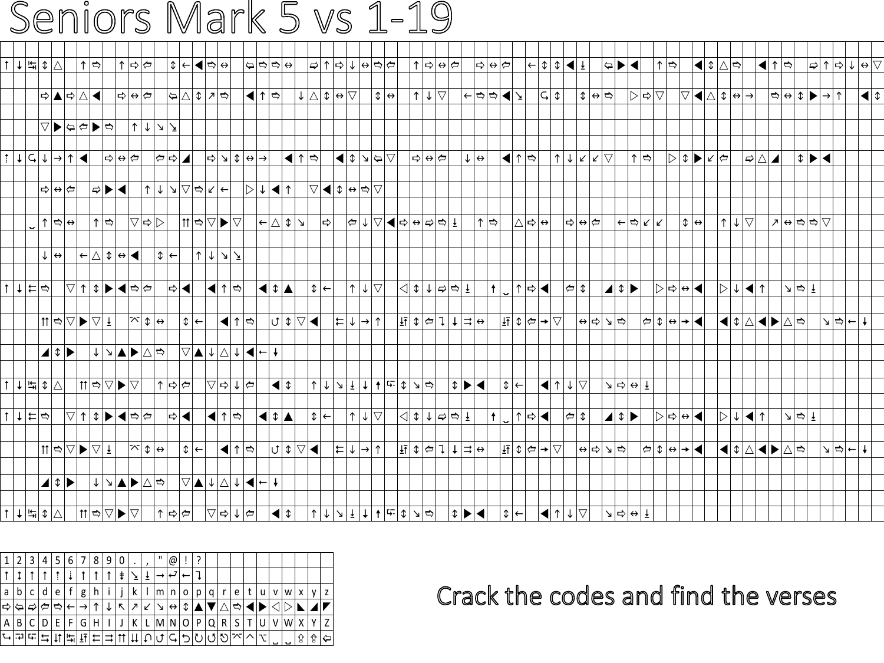# Seniors Mark 5 vs 1-19

| | | | | | | | | | | | | | | | | | | |
|---|---|---|---|---|---|---|---|---|---|---|---|---|---|---|---|---|---|---|
| 1 | 2 | 3 | 4 | 5 | 6 | 7 | 8 | 9 | 0 | . | , | " | @ | ! | ? | | | |
| a | b | c | d | e | f | g | h | i | j | k | l | m | n | o | p | q | r | s | t | u | v | w | x | y | z |
| A | B | C | D | E | F | G | H | I | J | K | L | M | N | O | P | Q | R | S | T | U | V | W | X | Y | Z |

Crack the codes and find the verses